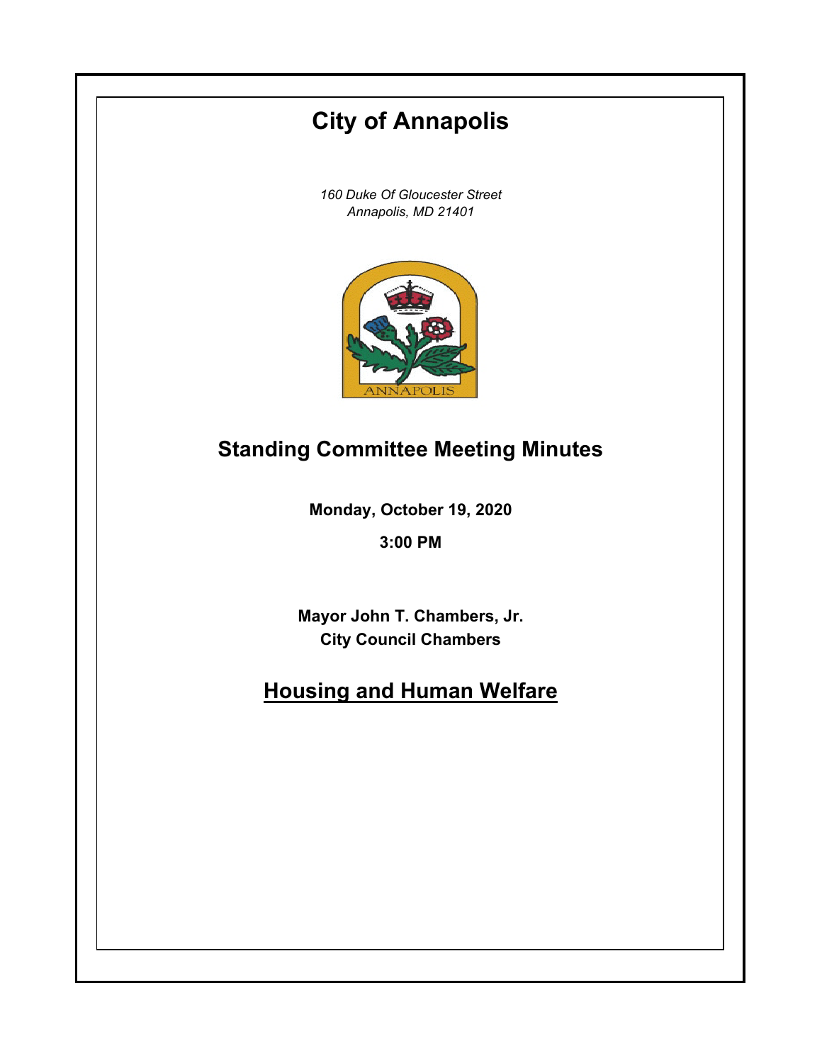# City of Annapolis

*160 Duke Of Gloucester Street*
*Annapolis, MD 21401*

## Standing Committee Meeting Minutes

**Monday, October 19, 2020**

**3:00 PM**

**Mayor John T. Chambers, Jr.**
**City Council Chambers**

## Housing and Human Welfare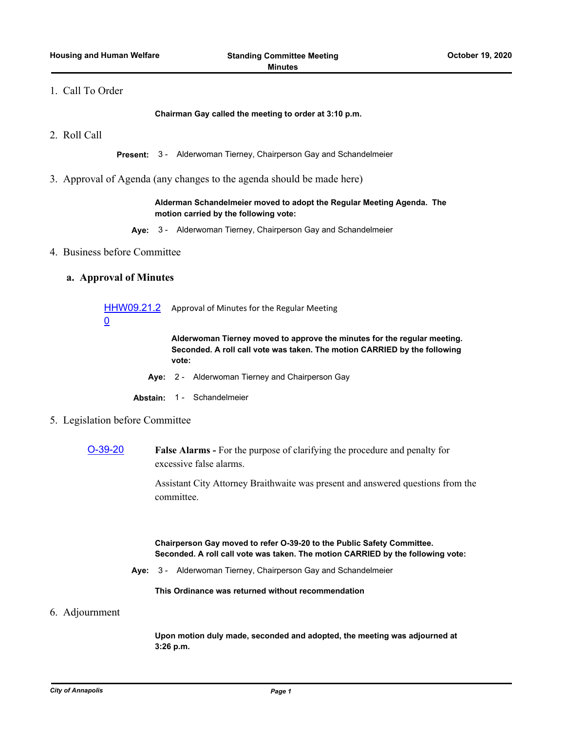1. Call To Order

**Chairman Gay called the meeting to order at 3:10 p.m.**

2. Roll Call

**Present:** 3 - Alderwoman Tierney, Chairperson Gay and Schandelmeier

3. Approval of Agenda (any changes to the agenda should be made here)

**Alderman Schandelmeier moved to adopt the Regular Meeting Agenda. The motion carried by the following vote:**

**Aye:** 3 - Alderwoman Tierney, Chairperson Gay and Schandelmeier

4. Business before Committee

## a. Approval of Minutes

HHW09.21.20 Approval of Minutes for the Regular Meeting

**Alderwoman Tierney moved to approve the minutes for the regular meeting. Seconded. A roll call vote was taken. The motion CARRIED by the following vote:**

**Aye:** 2 - Alderwoman Tierney and Chairperson Gay

**Abstain:** 1 - Schandelmeier

5. Legislation before Committee

O-39-20 **False Alarms -** For the purpose of clarifying the procedure and penalty for excessive false alarms.

Assistant City Attorney Braithwaite was present and answered questions from the committee.

**Chairperson Gay moved to refer O-39-20 to the Public Safety Committee. Seconded. A roll call vote was taken. The motion CARRIED by the following vote:**

**Aye:** 3 - Alderwoman Tierney, Chairperson Gay and Schandelmeier

**This Ordinance was returned without recommendation**

6. Adjournment

**Upon motion duly made, seconded and adopted, the meeting was adjourned at 3:26 p.m.**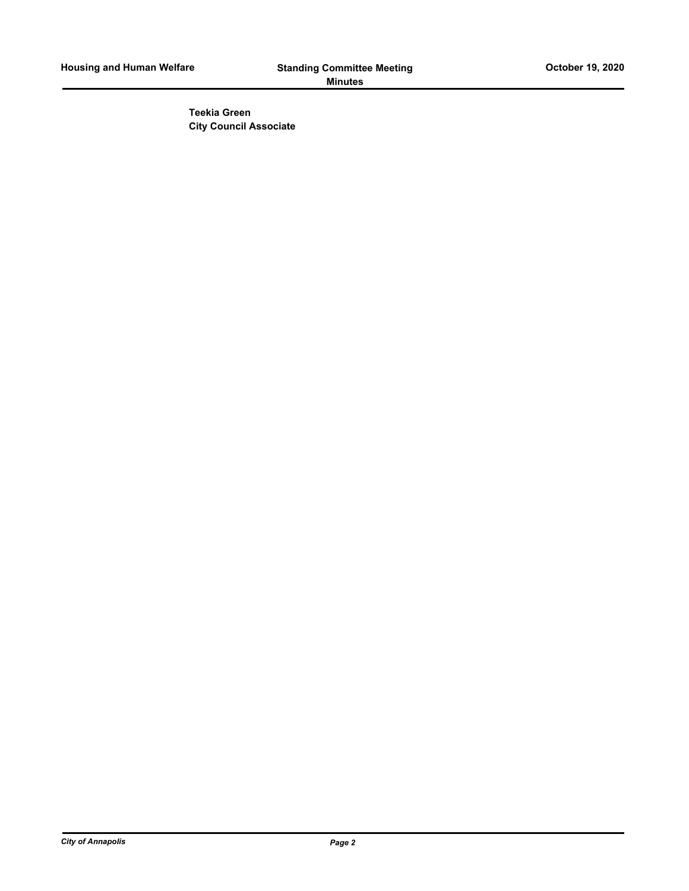**Teekia Green**
**City Council Associate**